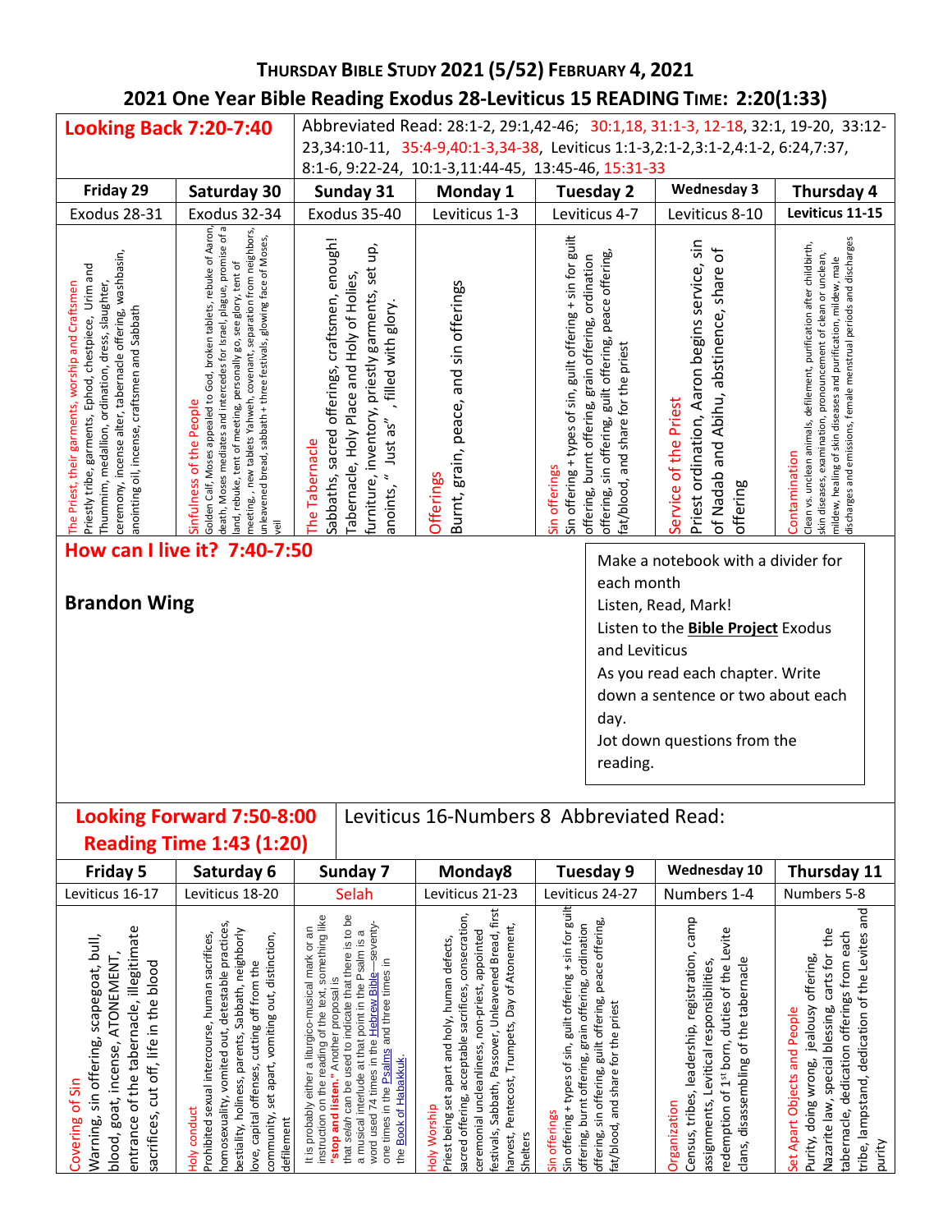# THURSDAY BIBLE STUDY 2021 (5/52) FEBRUARY 4, 2021

## 2021 One Year Bible Reading Exodus 28-Leviticus 15 READING TIME: 2:20(1:33)

**Looking Back 7:20-7:40**

Abbreviated Read: 28:1-2, 29:1,42-46; 30:1,18, 31:1-3, 12-18, 32:1, 19-20, 33:12-23,34:10-11, 35:4-9,40:1-3,34-38, Leviticus 1:1-3,2:1-2,3:1-2,4:1-2, 6:24,7:37, 8:1-6, 9:22-24, 10:1-3,11:44-45, 13:45-46, 15:31-33

| Friday 29 | Saturday 30 | Sunday 31 | Monday 1 | Tuesday 2 | Wednesday 3 | Thursday 4 |
|---|---|---|---|---|---|---|
| Exodus 28-31 | Exodus 32-34 | Exodus 35-40 | Leviticus 1-3 | Leviticus 4-7 | Leviticus 8-10 | Leviticus 11-15 |
| The Priest, their garments, worship and Craftsmen Priestly tribe, garments, Ephod, chestpiece, Urim and Thummim, medallion, ordination, dress, slaughter, ceremony, incense alter, tabernacle offering, washbasin, anointing oil, incense, craftsmen and Sabbath | Sinfulness of the People Golden Calf, Moses appealed to God, broken tablets, rebuke of Aaron, death, Moses mediates and intercedes for Israel, plague, promise of a land, rebuke, tent of meeting, personally go, see glory, tent of meeting, , new tablets Yahweh, covenant, separation from neighbors, unleavened bread, sabbath + three festivals, glowing face of Moses, veil | The Tabernacle Sabbaths, sacred offerings, craftsmen, enough! Tabernacle, Holy Place and Holy of Holies, furniture, inventory, priestly garments, set up, anoints, " Just as" , filled with glory. | Offerings Burnt, grain, peace, and sin offerings | Sin offerings Sin offering + types of sin, guilt offering + sin for guilt offering, burnt offering, grain offering, ordination offering, sin offering, guilt offering, peace offering, fat/blood, and share for the priest | Service of the Priest Priest ordination, Aaron begins service, sin of Nadab and Abihu, abstinence, share of offering | Contamination Clean vs. unclean animals, defilement, purification after childbirth, skin diseases, examination, pronouncement of clean or unclean, mildew, healing of skin diseases and purification, mildew, male discharges and emissions, female menstrual periods and discharges |

**How can I live it? 7:40-7:50**

**Brandon Wing**

Make a notebook with a divider for each month
Listen, Read, Mark!
Listen to the **Bible Project** Exodus and Leviticus
As you read each chapter. Write down a sentence or two about each day.
Jot down questions from the reading.

**Looking Forward 7:50-8:00**
**Reading Time 1:43 (1:20)**

Leviticus 16-Numbers 8 Abbreviated Read:

| Friday 5 | Saturday 6 | Sunday 7 | Monday8 | Tuesday 9 | Wednesday 10 | Thursday 11 |
|---|---|---|---|---|---|---|
| Leviticus 16-17 | Leviticus 18-20 | Selah | Leviticus 21-23 | Leviticus 24-27 | Numbers 1-4 | Numbers 5-8 |
| Covering of Sin Warning, sin offering, scapegoat, bull, blood, goat, incense, ATONEMENT, entrance of the tabernacle, illegitimate sacrifices, cut off, life in the blood | Holy conduct Prohibited sexual intercourse, human sacrifices, homosexuality, vomited out, detestable practices, bestiality, holiness, parents, Sabbath, neighborly love, capital offenses, cutting off from the community, set apart, vomiting out, distinction, defilement | It is probably either a liturgico-musical mark or an instruction on the reading of the text, something like **"stop and listen."** Another proposal is that *selah* can be used to indicate that there is to be a musical interlude at that point in the Psalm is a word used 74 times in the Hebrew Bible—seventy-one times in the Psalms and three times in the Book of Habakkuk. | Holy Worship Priest being set apart and holy, human defects, sacred offering, acceptable sacrifices, consecration, ceremonial uncleanliness, non-priest, appointed festivals, Sabbath, Passover, Unleavened Bread, first harvest, Pentecost, Trumpets, Day of Atonement, Shelters | Sin offerings Sin offering + types of sin, guilt offering + sin for guilt offering, burnt offering, grain offering, ordination offering, sin offering, guilt offering, peace offering, fat/blood, and share for the priest | Organization Census, tribes, leadership, registration, camp assignments, Levitical responsibilities, redemption of 1st born, duties of the Levite clans, disassembling of the tabernacle | Set Apart Objects and People Purity, doing wrong, jealousy offering, Nazarite law, special blessing, carts for the tabernacle, dedication offerings from each tribe, lampstand, dedication of the Levites and purity |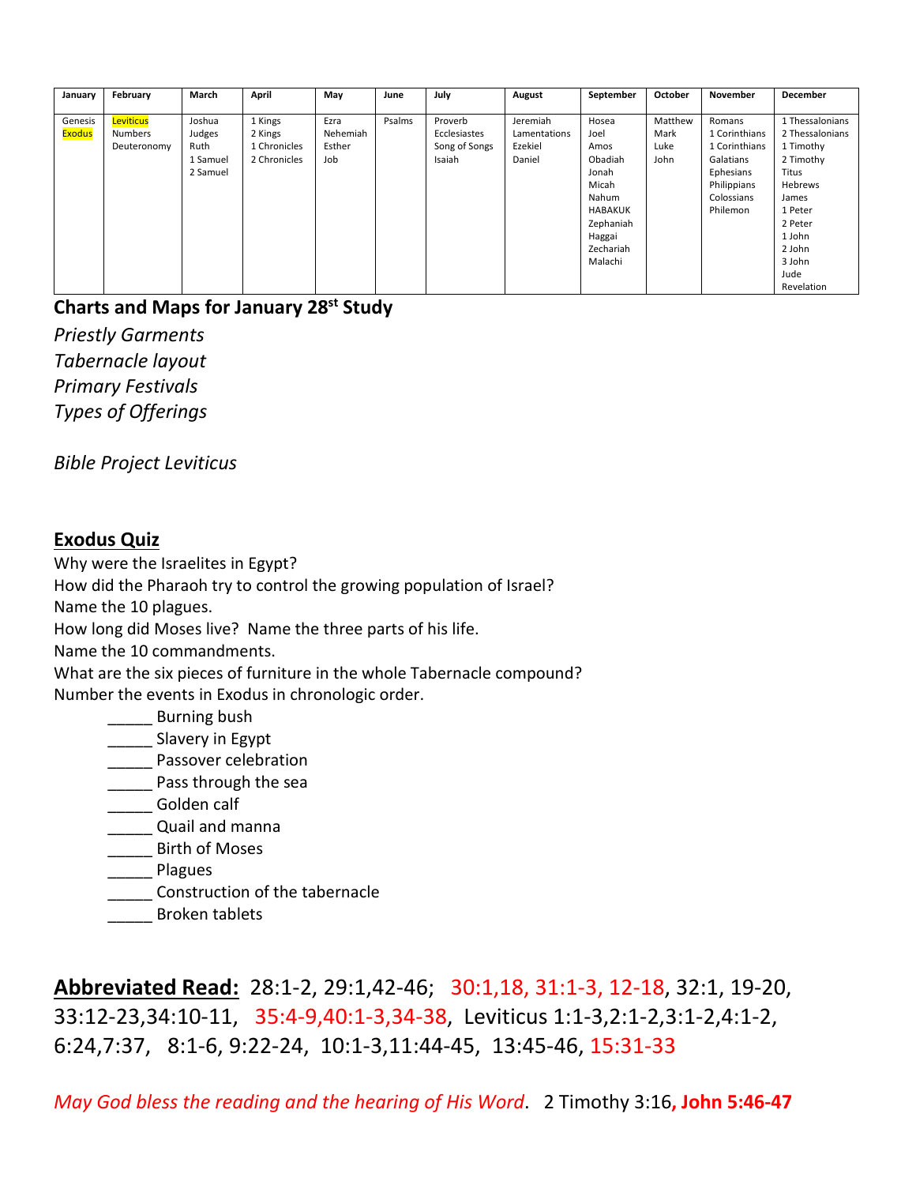| January | February | March | April | May | June | July | August | September | October | November | December |
|---|---|---|---|---|---|---|---|---|---|---|---|
| Genesis<br>Exodus | Leviticus<br>Numbers<br>Deuteronomy | Joshua<br>Judges<br>Ruth<br>1 Samuel<br>2 Samuel | 1 Kings<br>2 Kings<br>1 Chronicles<br>2 Chronicles | Ezra<br>Nehemiah<br>Esther<br>Job | Psalms | Proverb<br>Ecclesiastes<br>Song of Songs<br>Isaiah | Jeremiah<br>Lamentations<br>Ezekiel<br>Daniel | Hosea<br>Joel<br>Amos<br>Obadiah<br>Jonah<br>Micah<br>Nahum<br>HABAKUK<br>Zephaniah<br>Haggai<br>Zechariah<br>Malachi | Matthew<br>Mark<br>Luke<br>John | Romans<br>1 Corinthians<br>1 Corinthians<br>Galatians<br>Ephesians<br>Philippians<br>Colossians<br>Philemon | 1 Thessalonians<br>2 Thessalonians<br>1 Timothy<br>2 Timothy<br>Titus<br>Hebrews<br>James<br>1 Peter<br>2 Peter<br>1 John<br>2 John<br>3 John<br>Jude<br>Revelation |

## Charts and Maps for January 28st Study

*Priestly Garments*
*Tabernacle layout*
*Primary Festivals*
*Types of Offerings*

*Bible Project Leviticus*

## Exodus Quiz

Why were the Israelites in Egypt?
How did the Pharaoh try to control the growing population of Israel?
Name the 10 plagues.
How long did Moses live? Name the three parts of his life.
Name the 10 commandments.
What are the six pieces of furniture in the whole Tabernacle compound?
Number the events in Exodus in chronologic order.

- _____ Burning bush
- _____ Slavery in Egypt
- _____ Passover celebration
- _____ Pass through the sea
- _____ Golden calf
- _____ Quail and manna
- _____ Birth of Moses
- _____ Plagues
- _____ Construction of the tabernacle
- _____ Broken tablets

**Abbreviated Read:** 28:1-2, 29:1,42-46; 30:1,18, 31:1-3, 12-18, 32:1, 19-20, 33:12-23,34:10-11, 35:4-9,40:1-3,34-38, Leviticus 1:1-3,2:1-2,3:1-2,4:1-2, 6:24,7:37, 8:1-6, 9:22-24, 10:1-3,11:44-45, 13:45-46, 15:31-33

*May God bless the reading and the hearing of His Word*. 2 Timothy 3:16**, John 5:46-47**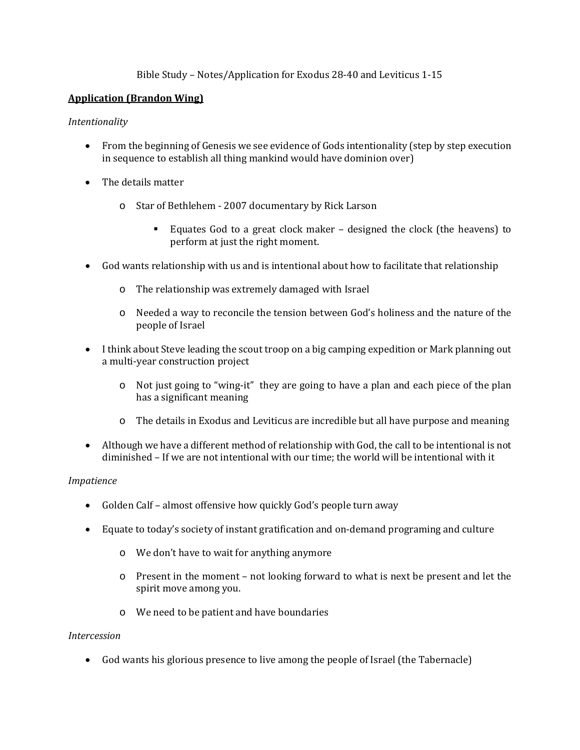Bible Study – Notes/Application for Exodus 28-40 and Leviticus 1-15

**Application (Brandon Wing)**

*Intentionality*

- From the beginning of Genesis we see evidence of Gods intentionality (step by step execution in sequence to establish all thing mankind would have dominion over)
- The details matter
    - Star of Bethlehem - 2007 documentary by Rick Larson
        - Equates God to a great clock maker – designed the clock (the heavens) to perform at just the right moment.
- God wants relationship with us and is intentional about how to facilitate that relationship
    - The relationship was extremely damaged with Israel
    - Needed a way to reconcile the tension between God's holiness and the nature of the people of Israel
- I think about Steve leading the scout troop on a big camping expedition or Mark planning out a multi-year construction project
    - Not just going to "wing-it" they are going to have a plan and each piece of the plan has a significant meaning
    - The details in Exodus and Leviticus are incredible but all have purpose and meaning
- Although we have a different method of relationship with God, the call to be intentional is not diminished – If we are not intentional with our time; the world will be intentional with it

*Impatience*

- Golden Calf – almost offensive how quickly God's people turn away
- Equate to today's society of instant gratification and on-demand programing and culture
    - We don't have to wait for anything anymore
    - Present in the moment – not looking forward to what is next be present and let the spirit move among you.
    - We need to be patient and have boundaries

*Intercession*

- God wants his glorious presence to live among the people of Israel (the Tabernacle)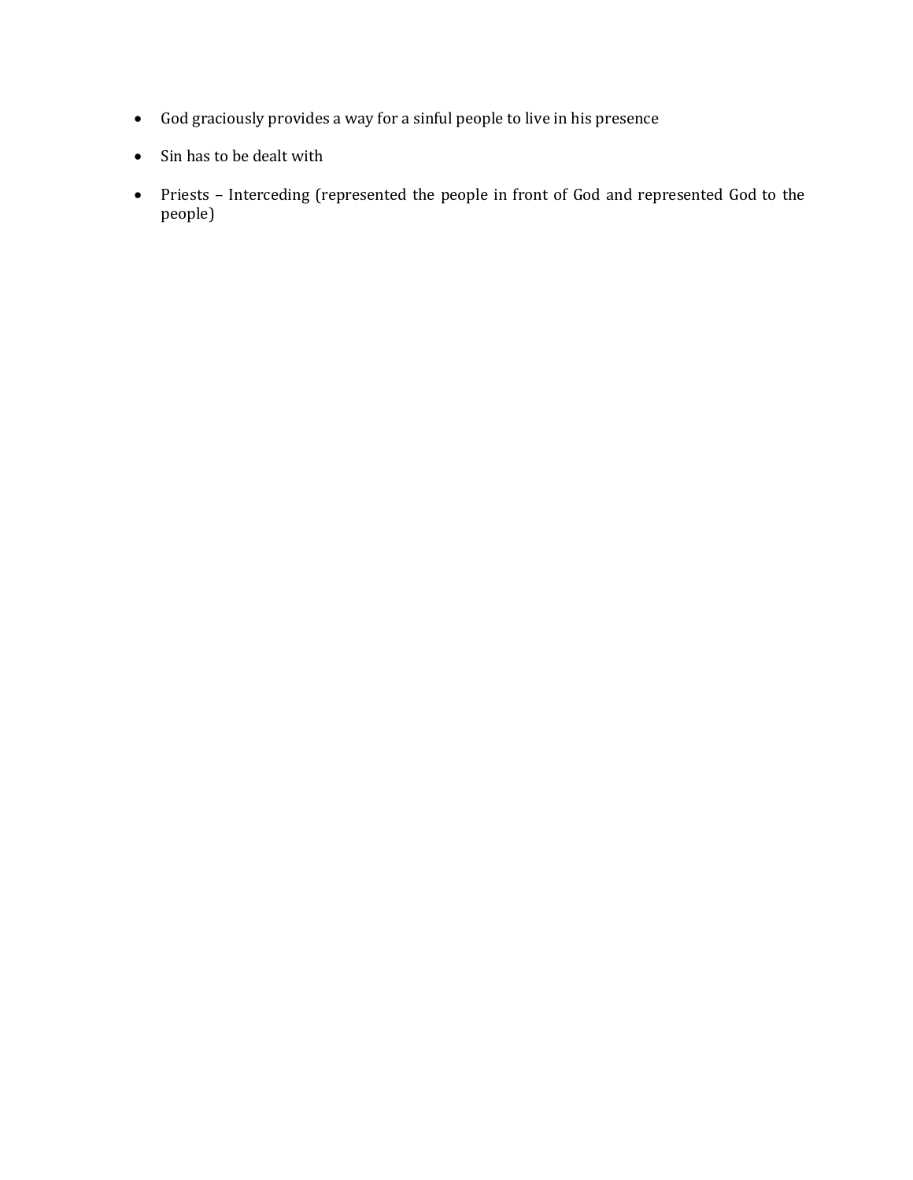- God graciously provides a way for a sinful people to live in his presence
- Sin has to be dealt with
- Priests – Interceding (represented the people in front of God and represented God to the people)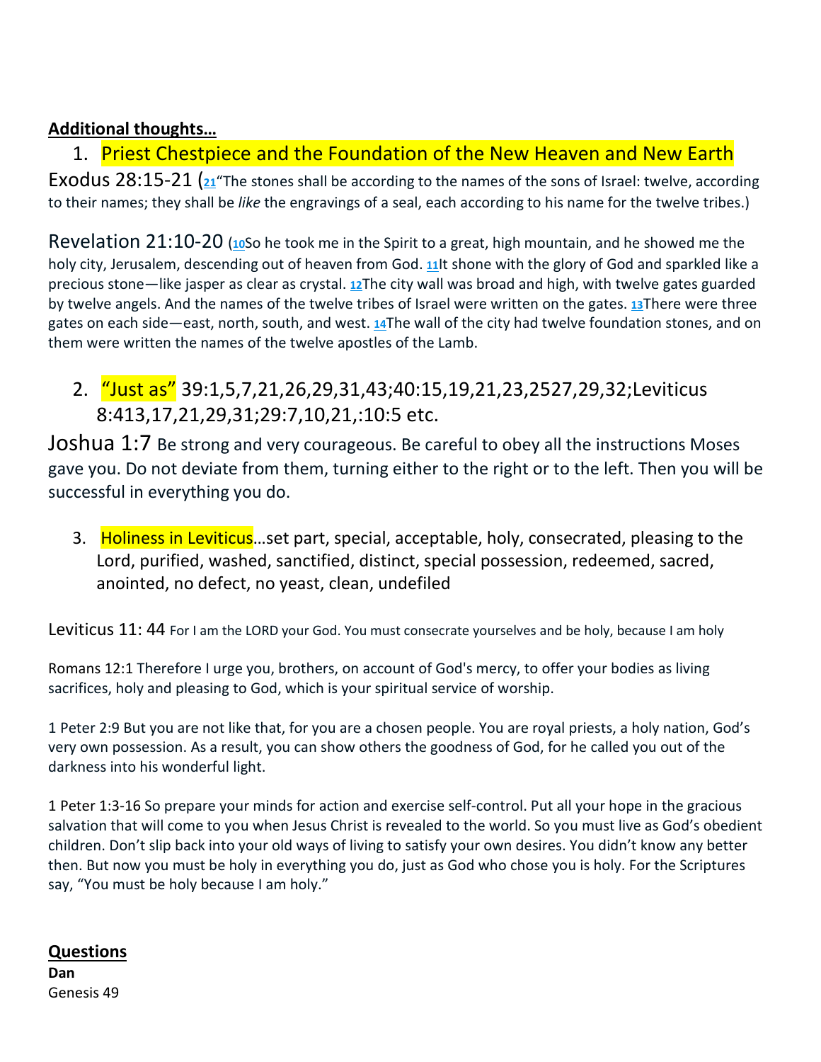**Additional thoughts…**

1. Priest Chestpiece and the Foundation of the New Heaven and New Earth

Exodus 28:15-21 (21“The stones shall be according to the names of the sons of Israel: twelve, according to their names; they shall be *like* the engravings of a seal, each according to his name for the twelve tribes.)

Revelation 21:10-20 (10So he took me in the Spirit to a great, high mountain, and he showed me the holy city, Jerusalem, descending out of heaven from God. 11It shone with the glory of God and sparkled like a precious stone—like jasper as clear as crystal. 12The city wall was broad and high, with twelve gates guarded by twelve angels. And the names of the twelve tribes of Israel were written on the gates. 13There were three gates on each side—east, north, south, and west. 14The wall of the city had twelve foundation stones, and on them were written the names of the twelve apostles of the Lamb.

2. “Just as” 39:1,5,7,21,26,29,31,43;40:15,19,21,23,2527,29,32;Leviticus 8:413,17,21,29,31;29:7,10,21,:10:5 etc.

Joshua 1:7 Be strong and very courageous. Be careful to obey all the instructions Moses gave you. Do not deviate from them, turning either to the right or to the left. Then you will be successful in everything you do.

3. Holiness in Leviticus…set part, special, acceptable, holy, consecrated, pleasing to the Lord, purified, washed, sanctified, distinct, special possession, redeemed, sacred, anointed, no defect, no yeast, clean, undefiled

Leviticus 11: 44 For I am the LORD your God. You must consecrate yourselves and be holy, because I am holy

Romans 12:1 Therefore I urge you, brothers, on account of God's mercy, to offer your bodies as living sacrifices, holy and pleasing to God, which is your spiritual service of worship.

1 Peter 2:9 But you are not like that, for you are a chosen people. You are royal priests, a holy nation, God’s very own possession. As a result, you can show others the goodness of God, for he called you out of the darkness into his wonderful light.

1 Peter 1:3-16 So prepare your minds for action and exercise self-control. Put all your hope in the gracious salvation that will come to you when Jesus Christ is revealed to the world. So you must live as God’s obedient children. Don’t slip back into your old ways of living to satisfy your own desires. You didn’t know any better then. But now you must be holy in everything you do, just as God who chose you is holy. For the Scriptures say, “You must be holy because I am holy.”

**Questions**

**Dan**

Genesis 49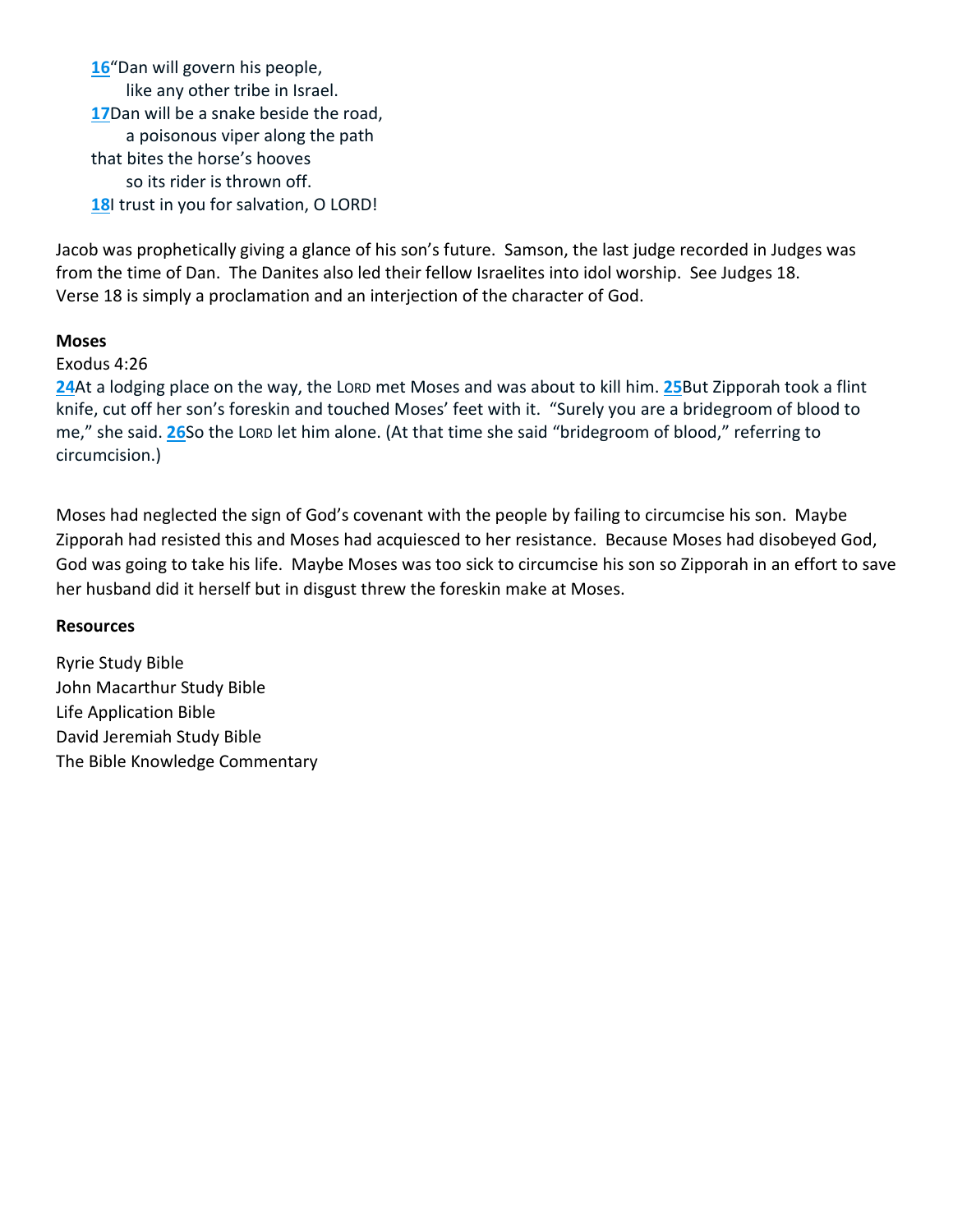16"Dan will govern his people,
 like any other tribe in Israel.
17Dan will be a snake beside the road,
 a poisonous viper along the path
that bites the horse's hooves
 so its rider is thrown off.
18I trust in you for salvation, O LORD!

Jacob was prophetically giving a glance of his son's future. Samson, the last judge recorded in Judges was from the time of Dan. The Danites also led their fellow Israelites into idol worship. See Judges 18. Verse 18 is simply a proclamation and an interjection of the character of God.

**Moses**

Exodus 4:26

24At a lodging place on the way, the LORD met Moses and was about to kill him. 25But Zipporah took a flint knife, cut off her son's foreskin and touched Moses' feet with it. "Surely you are a bridegroom of blood to me," she said. 26So the LORD let him alone. (At that time she said "bridegroom of blood," referring to circumcision.)

Moses had neglected the sign of God's covenant with the people by failing to circumcise his son. Maybe Zipporah had resisted this and Moses had acquiesced to her resistance. Because Moses had disobeyed God, God was going to take his life. Maybe Moses was too sick to circumcise his son so Zipporah in an effort to save her husband did it herself but in disgust threw the foreskin make at Moses.

**Resources**

Ryrie Study Bible
John Macarthur Study Bible
Life Application Bible
David Jeremiah Study Bible
The Bible Knowledge Commentary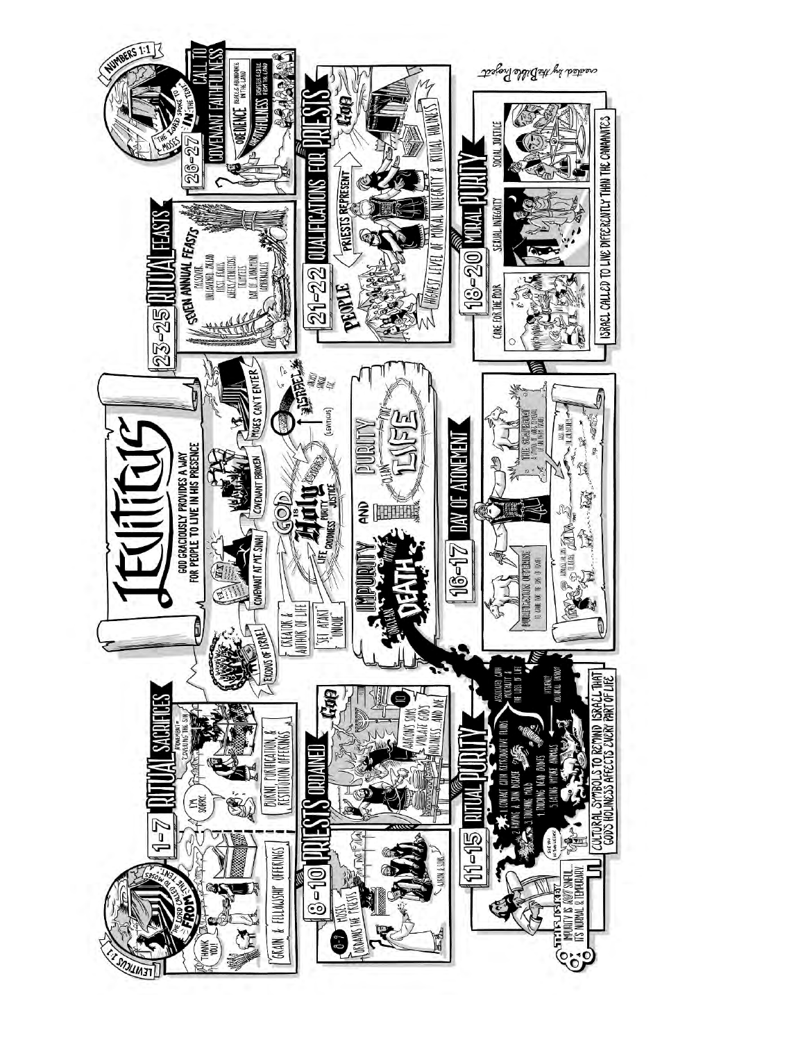# LEVITICUS

GOD GRACIOUSLY PROVIDES A WAY FOR PEOPLE TO LIVE IN HIS PRESENCE

LEVITICUS 1:1 — THE LORD CALLED TO MOSES **FROM** THE TENT...

## 1-7 RITUAL SACRIFICES

THANK YOU!

GRAIN & FELLOWSHIP OFFERINGS

I'M SORRY

ATONEMENT = COVERING THE SIN

BURNT, PURIFICATION & RESTITUTION OFFERINGS

## 8-10 PRIESTS ORDAINED

8-9 MOSES ORDAINS THE PRIESTS

AARON & SONS

GOD

10 AARON'S SONS VIOLATE GOD'S HOLINESS... AND DIE

## 11-15 RITUAL PURITY

1. CONTACT WITH REPRODUCTIVE FLUIDS
2. HAVING A SKIN DISEASE
3. TOUCHING MOLD
4. TOUCHING DEAD BODIES
5. EATING IMPURE ANIMALS

ASSOCIATED WITH MORTALITY & THE LOSS OF LIFE

HYGIENE? CULTURAL TABOO?

SEE YOU IN A WEEK!

THE FINE PRINT: IMPURITY IS NOT SINFUL... IT'S NORMAL & TEMPORARY

CULTURAL SYMBOLS TO REMIND ISRAEL THAT GOD'S HOLINESS AFFECTS EVERY PART OF LIFE

EXODUS OF ISRAEL

COVENANT AT MT. SINAI

COVENANT BROKEN

MOSES CAN'T ENTER

CREATOR & AUTHOR OF LIFE

"SET APART" "UNIQUE"

GOD IS **HOLY**: LIFE, GOODNESS, PURITY, JUSTICE

ISRAEL (LEVITICUS)

IMPURITY — UNCLEAN — DEATH

AND

PURITY — CLEAN — LIFE

## 16-17 DAY OF ATONEMENT

PURIFICATION OFFERING (TO ATONE FOR THE SINS OF ISRAEL)

THE SCAPEGOAT

## 18-20 MORAL PURITY

CARE FOR THE POOR

SEXUAL INTEGRITY

SOCIAL JUSTICE

ISRAEL CALLED TO LIVE DIFFERENTLY THAN THE CANAANITES

## 21-22 QUALIFICATIONS FOR PRIESTS

PEOPLE

PRIESTS REPRESENT

GOD

HIGHEST LEVEL OF MORAL INTEGRITY & RITUAL HOLINESS

## 23-25 RITUAL FEASTS

SEVEN ANNUAL FEASTS

- PASSOVER
- UNLEAVENED BREAD
- FIRST FRUITS
- WEEKS/PENTECOST
- TRUMPETS
- DAY OF ATONEMENT
- TABERNACLES

## 26-27 CALL TO COVENANT FAITHFULNESS

OBEDIENCE — PEACE & ABUNDANCE IN THE LAND

UNFAITHFULNESS — DISASTER & EXILE FROM THE LAND

NUMBERS 1:1 — THE LORD SPOKE TO MOSES **IN** THE TENT...

*created by the Bible Project*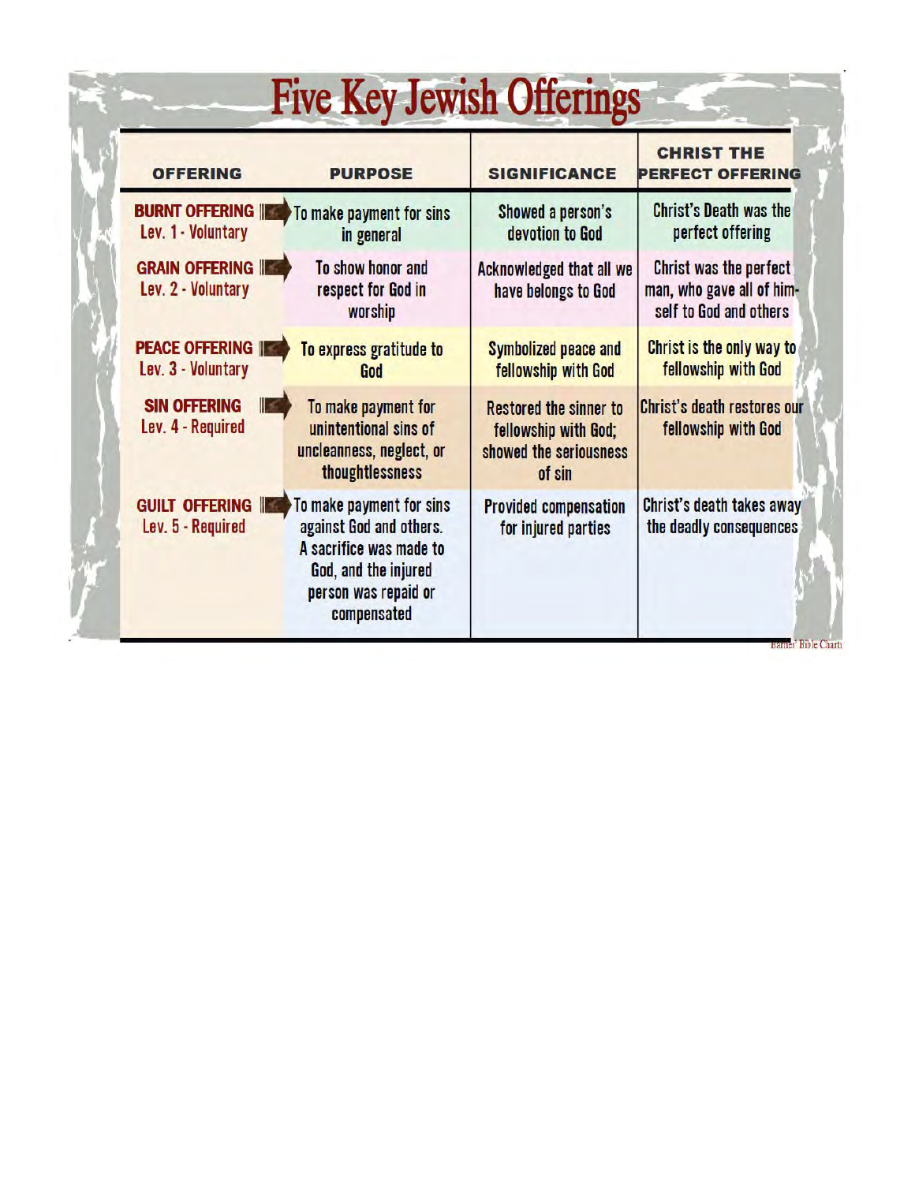# Five Key Jewish Offerings

| OFFERING | PURPOSE | SIGNIFICANCE | CHRIST THE PERFECT OFFERING |
|---|---|---|---|
| **BURNT OFFERING** Lev. 1 - Voluntary | To make payment for sins in general | Showed a person's devotion to God | Christ's Death was the perfect offering |
| **GRAIN OFFERING** Lev. 2 - Voluntary | To show honor and respect for God in worship | Acknowledged that all we have belongs to God | Christ was the perfect man, who gave all of himself to God and others |
| **PEACE OFFERING** Lev. 3 - Voluntary | To express gratitude to God | Symbolized peace and fellowship with God | Christ is the only way to fellowship with God |
| **SIN OFFERING** Lev. 4 - Required | To make payment for unintentional sins of uncleanness, neglect, or thoughtlessness | Restored the sinner to fellowship with God; showed the seriousness of sin | Christ's death restores our fellowship with God |
| **GUILT OFFERING** Lev. 5 - Required | To make payment for sins against God and others. A sacrifice was made to God, and the injured person was repaid or compensated | Provided compensation for injured parties | Christ's death takes away the deadly consequences |

Barnes' Bible Charts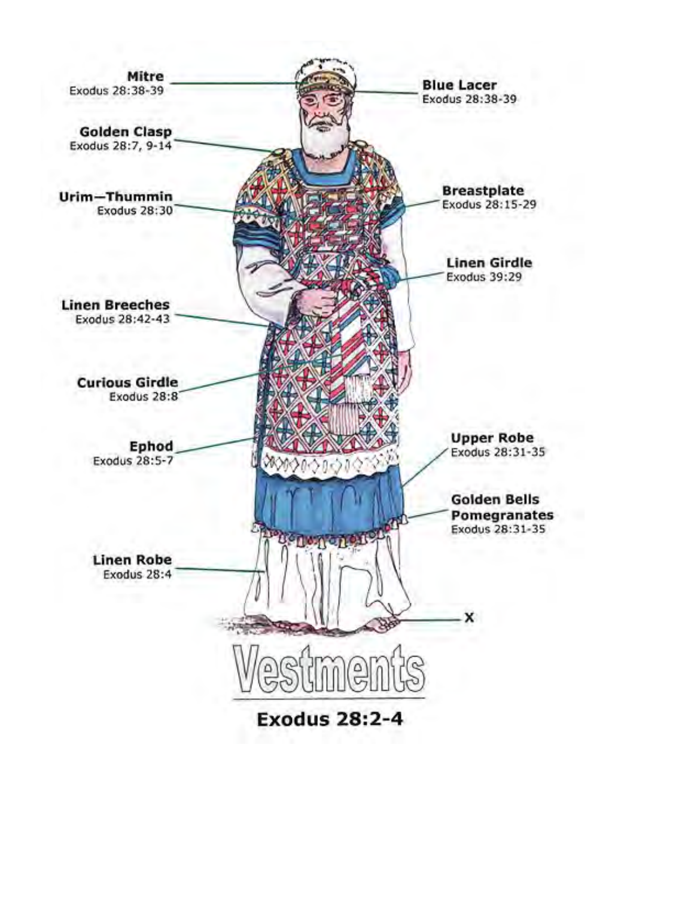Mitre
Exodus 28:38-39

Blue Lacer
Exodus 28:38-39

Golden Clasp
Exodus 28:7, 9-14

Urim—Thummin
Exodus 28:30

Breastplate
Exodus 28:15-29

Linen Girdle
Exodus 39:29

Linen Breeches
Exodus 28:42-43

Curious Girdle
Exodus 28:8

Ephod
Exodus 28:5-7

Upper Robe
Exodus 28:31-35

Golden Bells
Pomegranates
Exodus 28:31-35

Linen Robe
Exodus 28:4

X

# Vestments

**Exodus 28:2-4**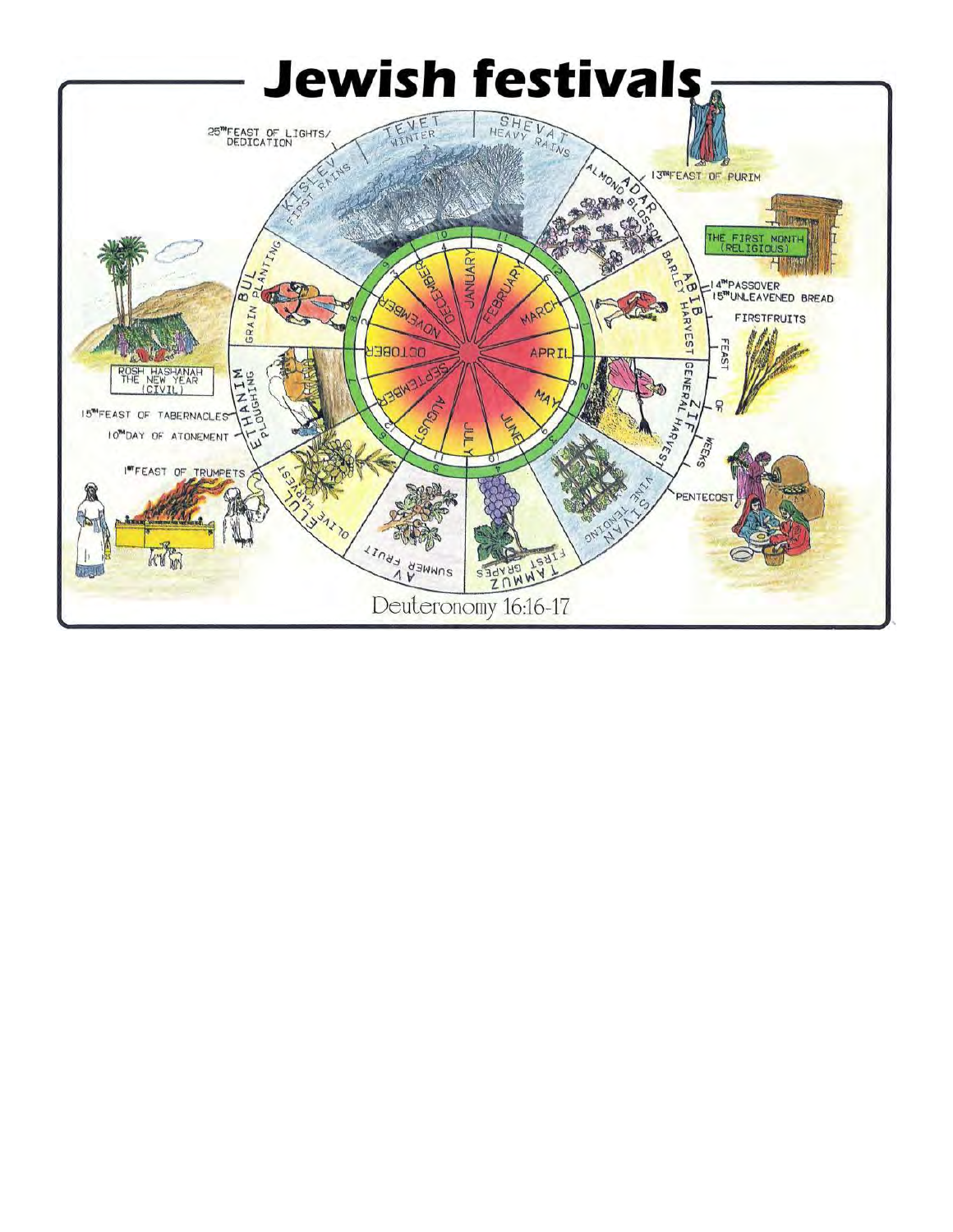# Jewish festivals

- KISLEV – First rains – 25th Feast of Lights/Dedication
- TEVET – Winter
- SHEVAT – Heavy rains
- ADAR – Almond blossom – 13th Feast of Purim
- ABIB – Barley harvest – The first month (religious) – 14th Passover, 15th Unleavened Bread, Firstfruits
- ZIF – General harvest – Feast of Weeks, Pentecost
- SIVAN – Vine tending
- TAMMUZ – First grapes
- AV – Summer fruit
- ELUL – Olive harvest
- ETHANIM – Ploughing – 1st Feast of Trumpets, 10th Day of Atonement, 15th Feast of Tabernacles, Rosh Hashanah The New Year (Civil)
- BUL – Grain planting

January, February, March, April, May, June, July, August, September, October, November, December

Deuteronomy 16:16-17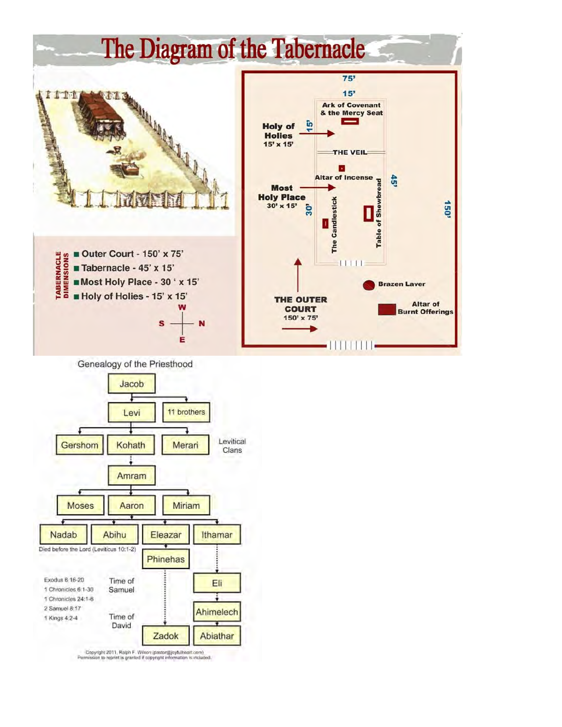# The Diagram of the Tabernacle

TABERNACLE DIMENSIONS

- Outer Court - 150' x 75'
- Tabernacle - 45' x 15'
- Most Holy Place - 30 ' x 15'
- Holy of Holies - 15' x 15'

W
S N
E

75'

15'

Ark of Covenant & the Mercy Seat

Holy of Holies 15' x 15'

15'

THE VEIL

Altar of Incense

Most Holy Place 30' x 15'

30'

The Candlestick

Table of Shewbread

45'

150'

Brazen Laver

Altar of Burnt Offerings

THE OUTER COURT 150' x 75'

Genealogy of the Priesthood

Jacob

Levi

11 brothers

Gershom

Kohath

Merari

Levitical Clans

Amram

Moses

Aaron

Miriam

Nadab

Abihu

Eleazar

Ithamar

Died before the Lord (Leviticus 10:1-2)

Phinehas

Eli

Ahimelech

Zadok

Abiathar

Time of Samuel

Time of David

Exodus 6:16-20
1 Chronicles 6:1-30
1 Chronicles 24:1-6
2 Samuel 8:17
1 Kings 4:2-4

Copyright 2011, Ralph F. Wilson (pastor@joyfulheart.com)
Permission to reprint is granted if copyright information is included.